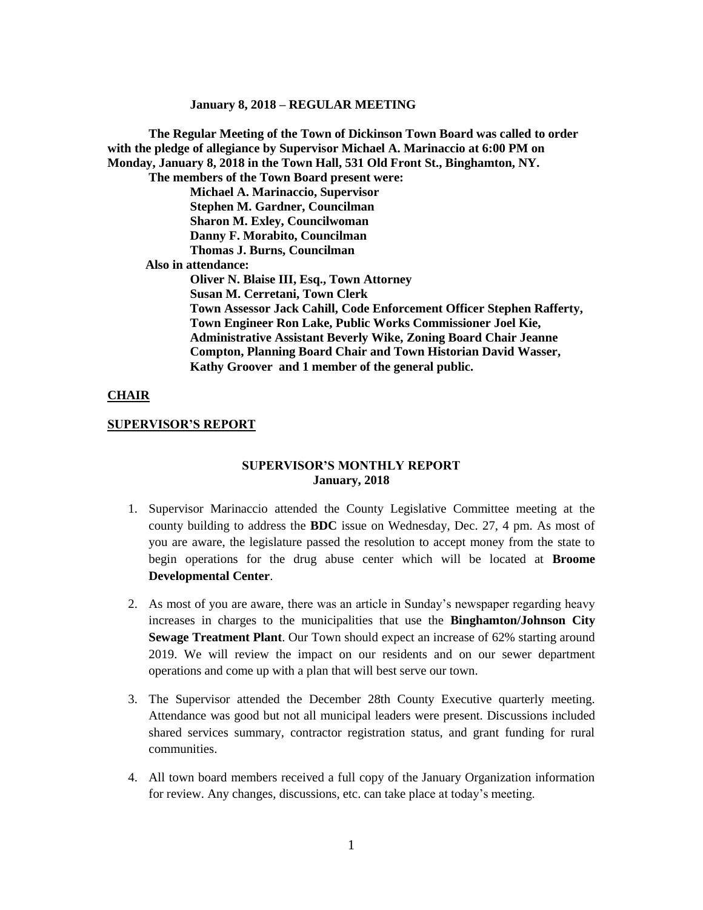**January 8, 2018 – REGULAR MEETING**

**The Regular Meeting of the Town of Dickinson Town Board was called to order with the pledge of allegiance by Supervisor Michael A. Marinaccio at 6:00 PM on Monday, January 8, 2018 in the Town Hall, 531 Old Front St., Binghamton, NY.**

**The members of the Town Board present were:**

**Michael A. Marinaccio, Supervisor**
**Stephen M. Gardner, Councilman**
**Sharon M. Exley, Councilwoman**
**Danny F. Morabito, Councilman**
**Thomas J. Burns, Councilman**

**Also in attendance:**

**Oliver N. Blaise III, Esq., Town Attorney**
**Susan M. Cerretani, Town Clerk**
**Town Assessor Jack Cahill, Code Enforcement Officer Stephen Rafferty, Town Engineer Ron Lake, Public Works Commissioner Joel Kie, Administrative Assistant Beverly Wike, Zoning Board Chair Jeanne Compton, Planning Board Chair and Town Historian David Wasser, Kathy Groover and 1 member of the general public.**

## CHAIR

## SUPERVISOR'S REPORT

### SUPERVISOR'S MONTHLY REPORT
### January, 2018

1. Supervisor Marinaccio attended the County Legislative Committee meeting at the county building to address the **BDC** issue on Wednesday, Dec. 27, 4 pm. As most of you are aware, the legislature passed the resolution to accept money from the state to begin operations for the drug abuse center which will be located at **Broome Developmental Center**.

2. As most of you are aware, there was an article in Sunday's newspaper regarding heavy increases in charges to the municipalities that use the **Binghamton/Johnson City Sewage Treatment Plant**. Our Town should expect an increase of 62% starting around 2019. We will review the impact on our residents and on our sewer department operations and come up with a plan that will best serve our town.

3. The Supervisor attended the December 28th County Executive quarterly meeting. Attendance was good but not all municipal leaders were present. Discussions included shared services summary, contractor registration status, and grant funding for rural communities.

4. All town board members received a full copy of the January Organization information for review. Any changes, discussions, etc. can take place at today's meeting.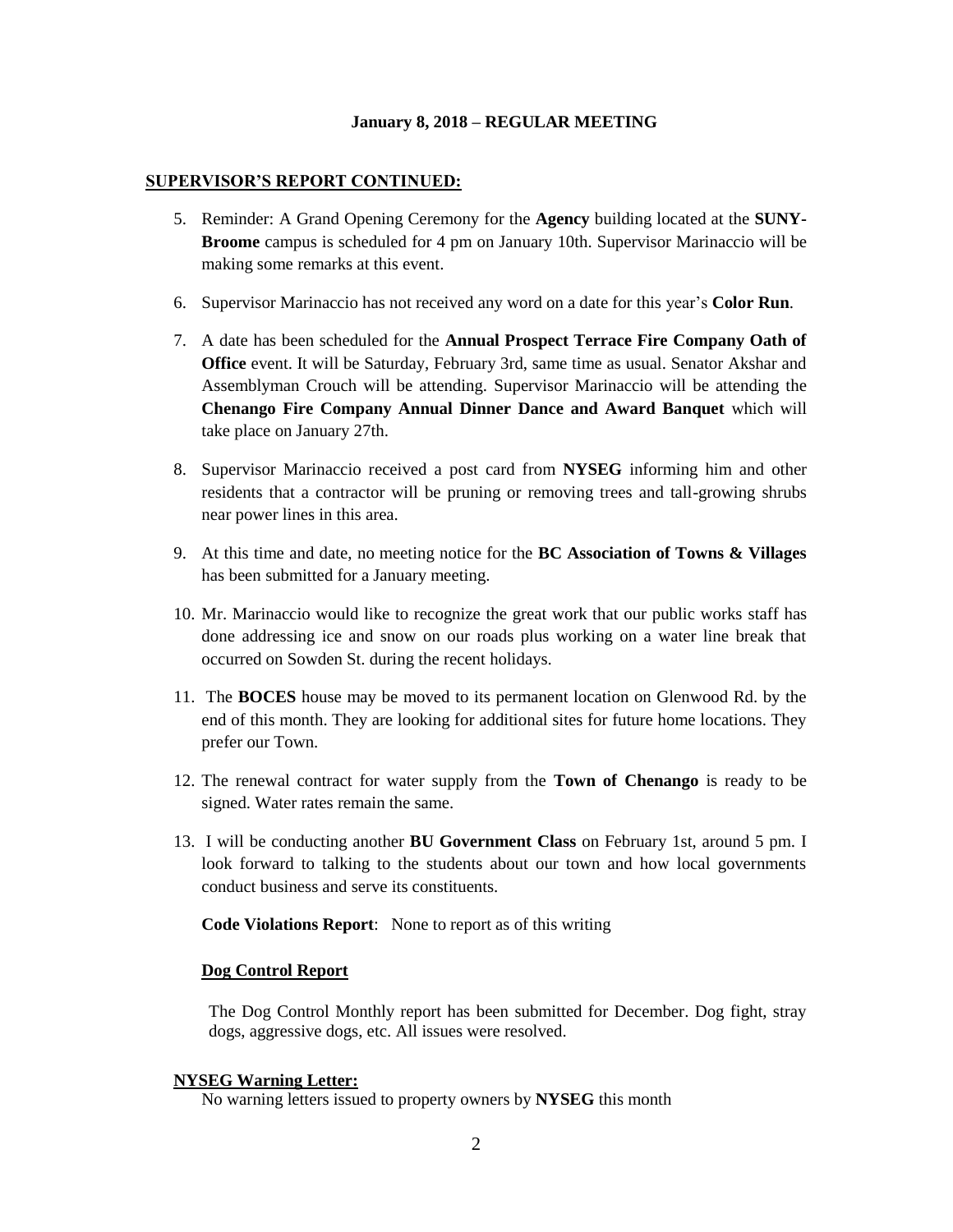**January 8, 2018 – REGULAR MEETING**

**SUPERVISOR'S REPORT CONTINUED:**

5. Reminder: A Grand Opening Ceremony for the **Agency** building located at the **SUNY-Broome** campus is scheduled for 4 pm on January 10th. Supervisor Marinaccio will be making some remarks at this event.
6. Supervisor Marinaccio has not received any word on a date for this year's **Color Run**.
7. A date has been scheduled for the **Annual Prospect Terrace Fire Company Oath of Office** event. It will be Saturday, February 3rd, same time as usual. Senator Akshar and Assemblyman Crouch will be attending. Supervisor Marinaccio will be attending the **Chenango Fire Company Annual Dinner Dance and Award Banquet** which will take place on January 27th.
8. Supervisor Marinaccio received a post card from **NYSEG** informing him and other residents that a contractor will be pruning or removing trees and tall-growing shrubs near power lines in this area.
9. At this time and date, no meeting notice for the **BC Association of Towns & Villages** has been submitted for a January meeting.
10. Mr. Marinaccio would like to recognize the great work that our public works staff has done addressing ice and snow on our roads plus working on a water line break that occurred on Sowden St. during the recent holidays.
11. The **BOCES** house may be moved to its permanent location on Glenwood Rd. by the end of this month. They are looking for additional sites for future home locations. They prefer our Town.
12. The renewal contract for water supply from the **Town of Chenango** is ready to be signed. Water rates remain the same.
13. I will be conducting another **BU Government Class** on February 1st, around 5 pm. I look forward to talking to the students about our town and how local governments conduct business and serve its constituents.

**Code Violations Report**: None to report as of this writing

**Dog Control Report**

The Dog Control Monthly report has been submitted for December. Dog fight, stray dogs, aggressive dogs, etc. All issues were resolved.

**NYSEG Warning Letter:**

No warning letters issued to property owners by **NYSEG** this month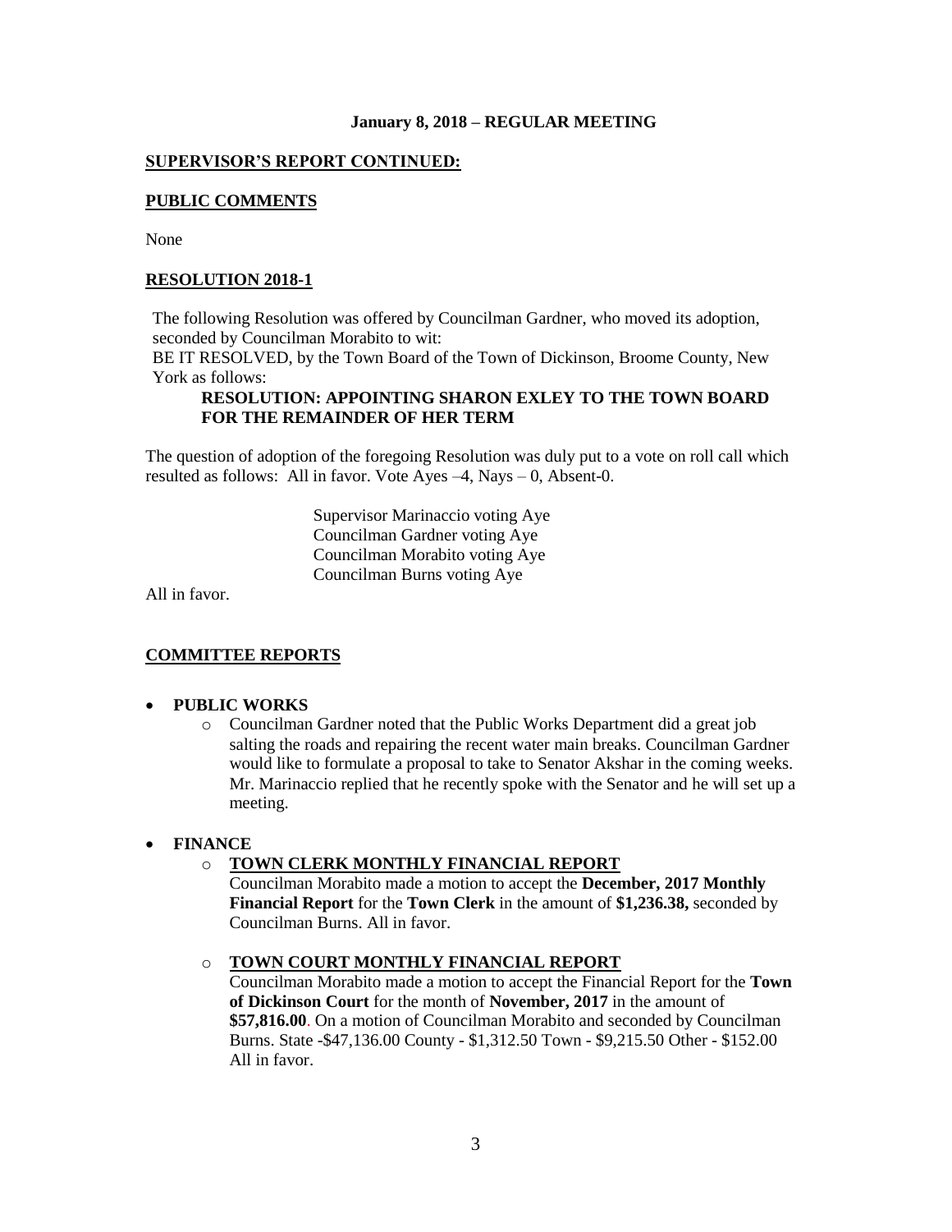**January 8, 2018 – REGULAR MEETING**

**SUPERVISOR'S REPORT CONTINUED:**

**PUBLIC COMMENTS**

None

**RESOLUTION 2018-1**

The following Resolution was offered by Councilman Gardner, who moved its adoption, seconded by Councilman Morabito to wit:
BE IT RESOLVED, by the Town Board of the Town of Dickinson, Broome County, New York as follows:

**RESOLUTION: APPOINTING SHARON EXLEY TO THE TOWN BOARD FOR THE REMAINDER OF HER TERM**

The question of adoption of the foregoing Resolution was duly put to a vote on roll call which resulted as follows: All in favor. Vote Ayes –4, Nays – 0, Absent-0.

Supervisor Marinaccio voting Aye
Councilman Gardner voting Aye
Councilman Morabito voting Aye
Councilman Burns voting Aye

All in favor.

**COMMITTEE REPORTS**

- **PUBLIC WORKS**
  - Councilman Gardner noted that the Public Works Department did a great job salting the roads and repairing the recent water main breaks. Councilman Gardner would like to formulate a proposal to take to Senator Akshar in the coming weeks. Mr. Marinaccio replied that he recently spoke with the Senator and he will set up a meeting.

- **FINANCE**
  - **TOWN CLERK MONTHLY FINANCIAL REPORT**
    Councilman Morabito made a motion to accept the **December, 2017 Monthly Financial Report** for the **Town Clerk** in the amount of **$1,236.38,** seconded by Councilman Burns. All in favor.

  - **TOWN COURT MONTHLY FINANCIAL REPORT**
    Councilman Morabito made a motion to accept the Financial Report for the **Town of Dickinson Court** for the month of **November, 2017** in the amount of **$57,816.00**. On a motion of Councilman Morabito and seconded by Councilman Burns. State -$47,136.00 County - $1,312.50 Town - $9,215.50 Other - $152.00 All in favor.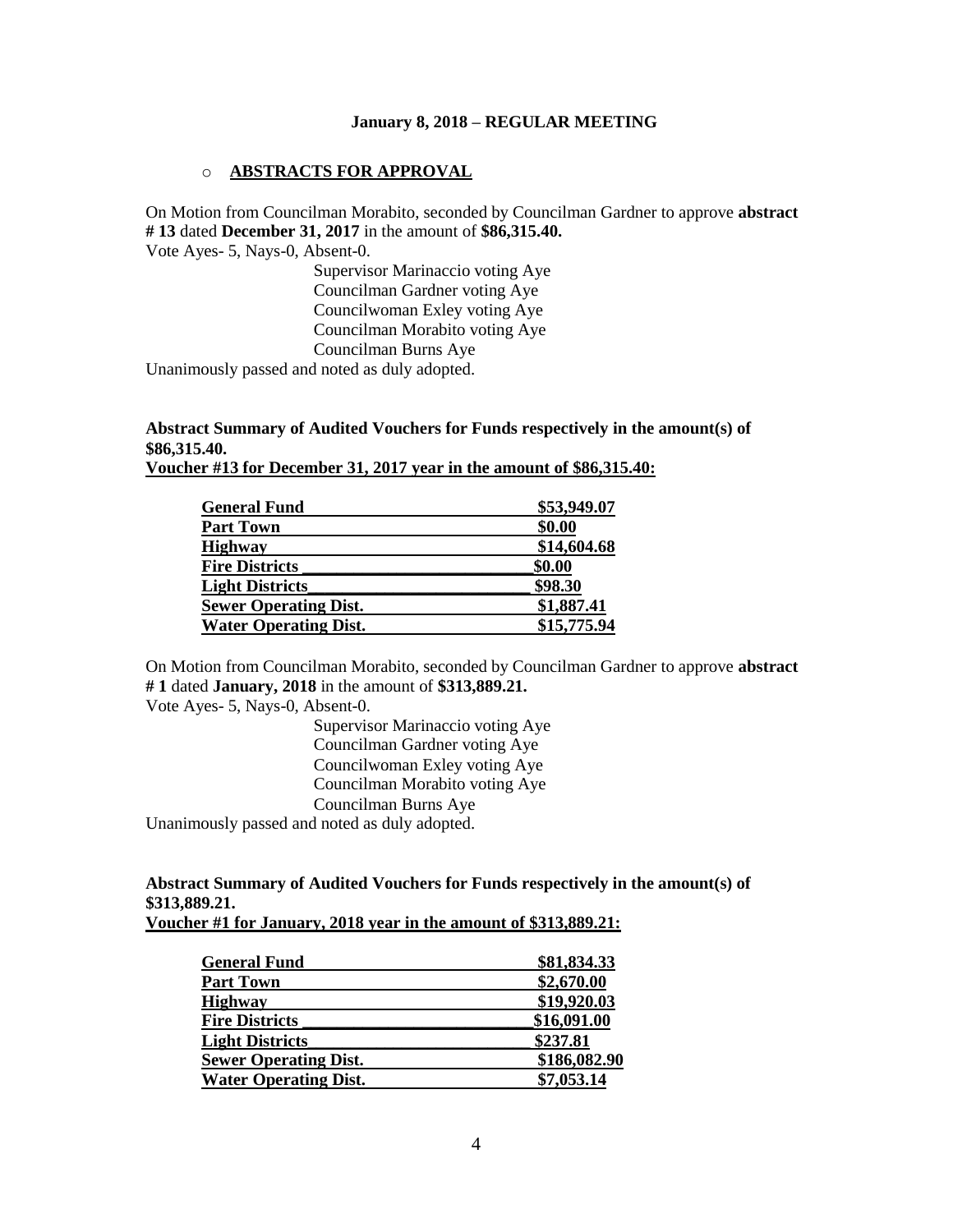January 8, 2018 – REGULAR MEETING

- **ABSTRACTS FOR APPROVAL**

On Motion from Councilman Morabito, seconded by Councilman Gardner to approve **abstract # 13** dated **December 31, 2017** in the amount of **$86,315.40.**

Vote Ayes- 5, Nays-0, Absent-0.

Supervisor Marinaccio voting Aye
Councilman Gardner voting Aye
Councilwoman Exley voting Aye
Councilman Morabito voting Aye
Councilman Burns Aye

Unanimously passed and noted as duly adopted.

**Abstract Summary of Audited Vouchers for Funds respectively in the amount(s) of $86,315.40.**

**Voucher #13 for December 31, 2017 year in the amount of $86,315.40:**

| Fund | Amount |
|---|---|
| **General Fund** | **$53,949.07** |
| **Part Town** | **$0.00** |
| **Highway** | **$14,604.68** |
| **Fire Districts** | **$0.00** |
| **Light Districts** | **$98.30** |
| **Sewer Operating Dist.** | **$1,887.41** |
| **Water Operating Dist.** | **$15,775.94** |

On Motion from Councilman Morabito, seconded by Councilman Gardner to approve **abstract # 1** dated **January, 2018** in the amount of **$313,889.21.**

Vote Ayes- 5, Nays-0, Absent-0.

Supervisor Marinaccio voting Aye
Councilman Gardner voting Aye
Councilwoman Exley voting Aye
Councilman Morabito voting Aye
Councilman Burns Aye

Unanimously passed and noted as duly adopted.

**Abstract Summary of Audited Vouchers for Funds respectively in the amount(s) of $313,889.21.**

**Voucher #1 for January, 2018 year in the amount of $313,889.21:**

| Fund | Amount |
|---|---|
| **General Fund** | **$81,834.33** |
| **Part Town** | **$2,670.00** |
| **Highway** | **$19,920.03** |
| **Fire Districts** | **$16,091.00** |
| **Light Districts** | **$237.81** |
| **Sewer Operating Dist.** | **$186,082.90** |
| **Water Operating Dist.** | **$7,053.14** |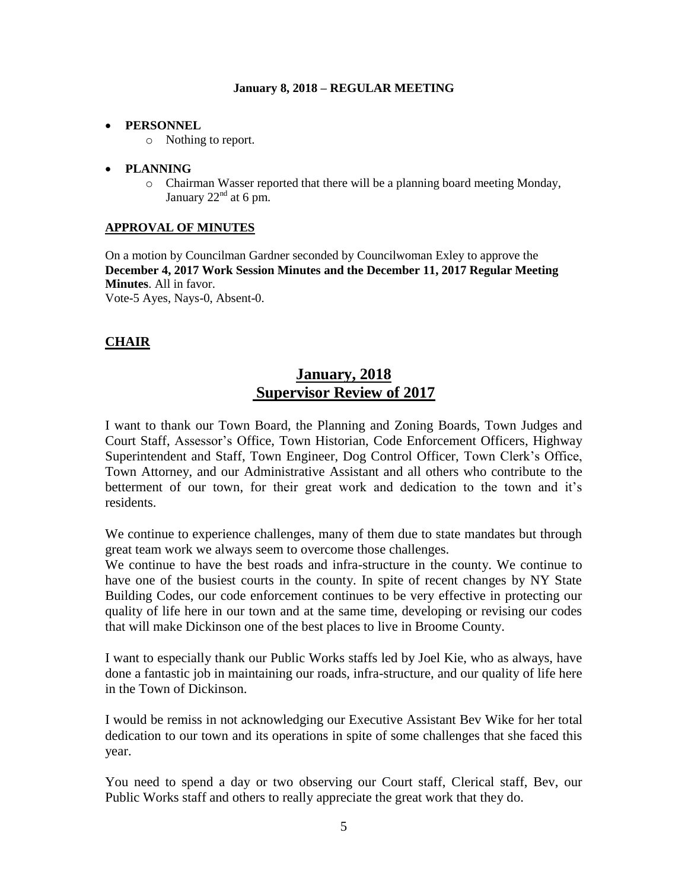**January 8, 2018 – REGULAR MEETING**

- **PERSONNEL**
  - Nothing to report.

- **PLANNING**
  - Chairman Wasser reported that there will be a planning board meeting Monday, January 22nd at 6 pm.

**APPROVAL OF MINUTES**

On a motion by Councilman Gardner seconded by Councilwoman Exley to approve the **December 4, 2017 Work Session Minutes and the December 11, 2017 Regular Meeting Minutes**. All in favor.
Vote-5 Ayes, Nays-0, Absent-0.

## CHAIR

## January, 2018
## Supervisor Review of 2017

I want to thank our Town Board, the Planning and Zoning Boards, Town Judges and Court Staff, Assessor's Office, Town Historian, Code Enforcement Officers, Highway Superintendent and Staff, Town Engineer, Dog Control Officer, Town Clerk's Office, Town Attorney, and our Administrative Assistant and all others who contribute to the betterment of our town, for their great work and dedication to the town and it's residents.

We continue to experience challenges, many of them due to state mandates but through great team work we always seem to overcome those challenges.
We continue to have the best roads and infra-structure in the county. We continue to have one of the busiest courts in the county. In spite of recent changes by NY State Building Codes, our code enforcement continues to be very effective in protecting our quality of life here in our town and at the same time, developing or revising our codes that will make Dickinson one of the best places to live in Broome County.

I want to especially thank our Public Works staffs led by Joel Kie, who as always, have done a fantastic job in maintaining our roads, infra-structure, and our quality of life here in the Town of Dickinson.

I would be remiss in not acknowledging our Executive Assistant Bev Wike for her total dedication to our town and its operations in spite of some challenges that she faced this year.

You need to spend a day or two observing our Court staff, Clerical staff, Bev, our Public Works staff and others to really appreciate the great work that they do.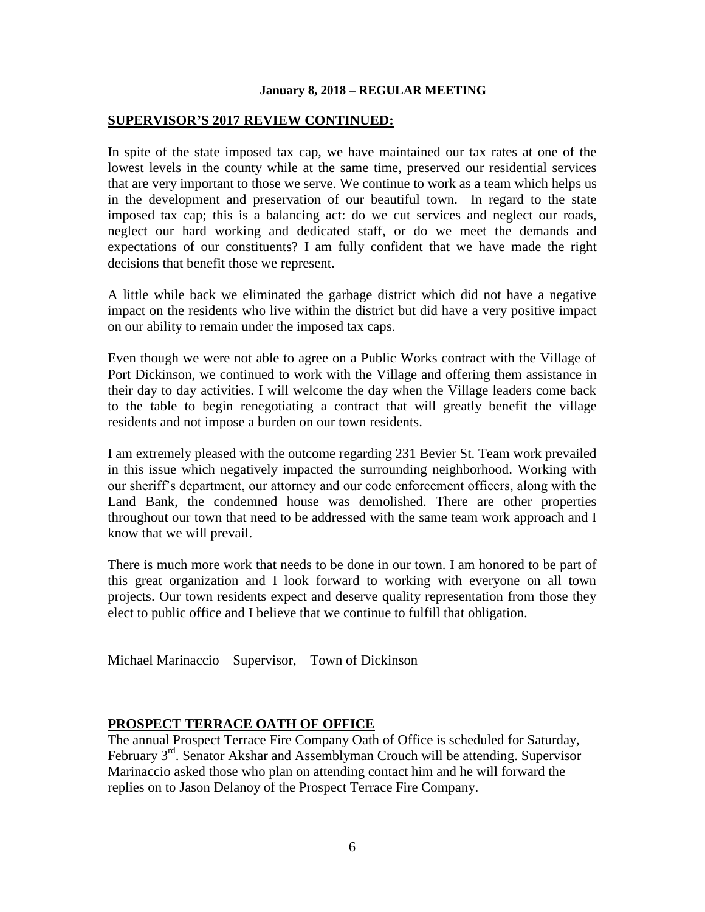**January 8, 2018 – REGULAR MEETING**

## SUPERVISOR'S 2017 REVIEW CONTINUED:

In spite of the state imposed tax cap, we have maintained our tax rates at one of the lowest levels in the county while at the same time, preserved our residential services that are very important to those we serve. We continue to work as a team which helps us in the development and preservation of our beautiful town. In regard to the state imposed tax cap; this is a balancing act: do we cut services and neglect our roads, neglect our hard working and dedicated staff, or do we meet the demands and expectations of our constituents? I am fully confident that we have made the right decisions that benefit those we represent.

A little while back we eliminated the garbage district which did not have a negative impact on the residents who live within the district but did have a very positive impact on our ability to remain under the imposed tax caps.

Even though we were not able to agree on a Public Works contract with the Village of Port Dickinson, we continued to work with the Village and offering them assistance in their day to day activities. I will welcome the day when the Village leaders come back to the table to begin renegotiating a contract that will greatly benefit the village residents and not impose a burden on our town residents.

I am extremely pleased with the outcome regarding 231 Bevier St. Team work prevailed in this issue which negatively impacted the surrounding neighborhood. Working with our sheriff's department, our attorney and our code enforcement officers, along with the Land Bank, the condemned house was demolished. There are other properties throughout our town that need to be addressed with the same team work approach and I know that we will prevail.

There is much more work that needs to be done in our town. I am honored to be part of this great organization and I look forward to working with everyone on all town projects. Our town residents expect and deserve quality representation from those they elect to public office and I believe that we continue to fulfill that obligation.

Michael Marinaccio Supervisor, Town of Dickinson

## PROSPECT TERRACE OATH OF OFFICE

The annual Prospect Terrace Fire Company Oath of Office is scheduled for Saturday, February 3rd. Senator Akshar and Assemblyman Crouch will be attending. Supervisor Marinaccio asked those who plan on attending contact him and he will forward the replies on to Jason Delanoy of the Prospect Terrace Fire Company.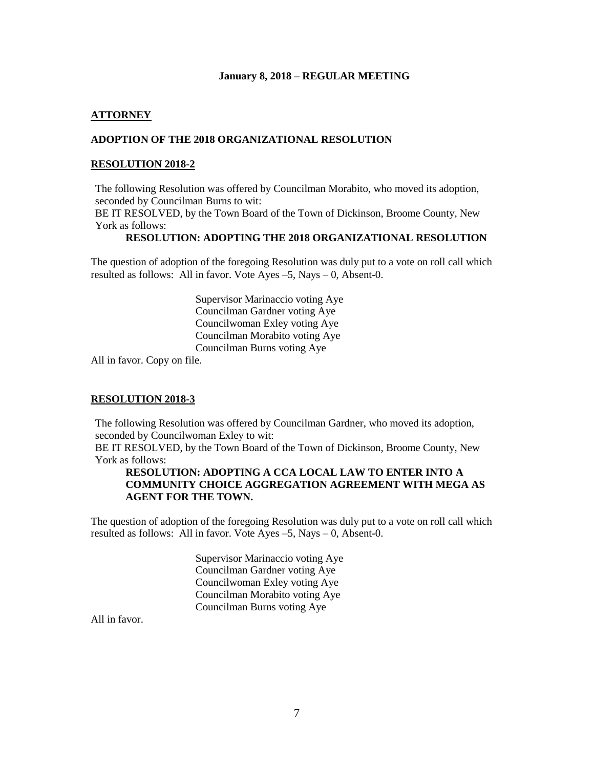**January 8, 2018 – REGULAR MEETING**

## ATTORNEY

### ADOPTION OF THE 2018 ORGANIZATIONAL RESOLUTION

### RESOLUTION 2018-2

The following Resolution was offered by Councilman Morabito, who moved its adoption, seconded by Councilman Burns to wit:
BE IT RESOLVED, by the Town Board of the Town of Dickinson, Broome County, New York as follows:

**RESOLUTION: ADOPTING THE 2018 ORGANIZATIONAL RESOLUTION**

The question of adoption of the foregoing Resolution was duly put to a vote on roll call which resulted as follows: All in favor. Vote Ayes –5, Nays – 0, Absent-0.

Supervisor Marinaccio voting Aye
Councilman Gardner voting Aye
Councilwoman Exley voting Aye
Councilman Morabito voting Aye
Councilman Burns voting Aye

All in favor. Copy on file.

### RESOLUTION 2018-3

The following Resolution was offered by Councilman Gardner, who moved its adoption, seconded by Councilwoman Exley to wit:
BE IT RESOLVED, by the Town Board of the Town of Dickinson, Broome County, New York as follows:

**RESOLUTION: ADOPTING A CCA LOCAL LAW TO ENTER INTO A COMMUNITY CHOICE AGGREGATION AGREEMENT WITH MEGA AS AGENT FOR THE TOWN.**

The question of adoption of the foregoing Resolution was duly put to a vote on roll call which resulted as follows: All in favor. Vote Ayes –5, Nays – 0, Absent-0.

Supervisor Marinaccio voting Aye
Councilman Gardner voting Aye
Councilwoman Exley voting Aye
Councilman Morabito voting Aye
Councilman Burns voting Aye

All in favor.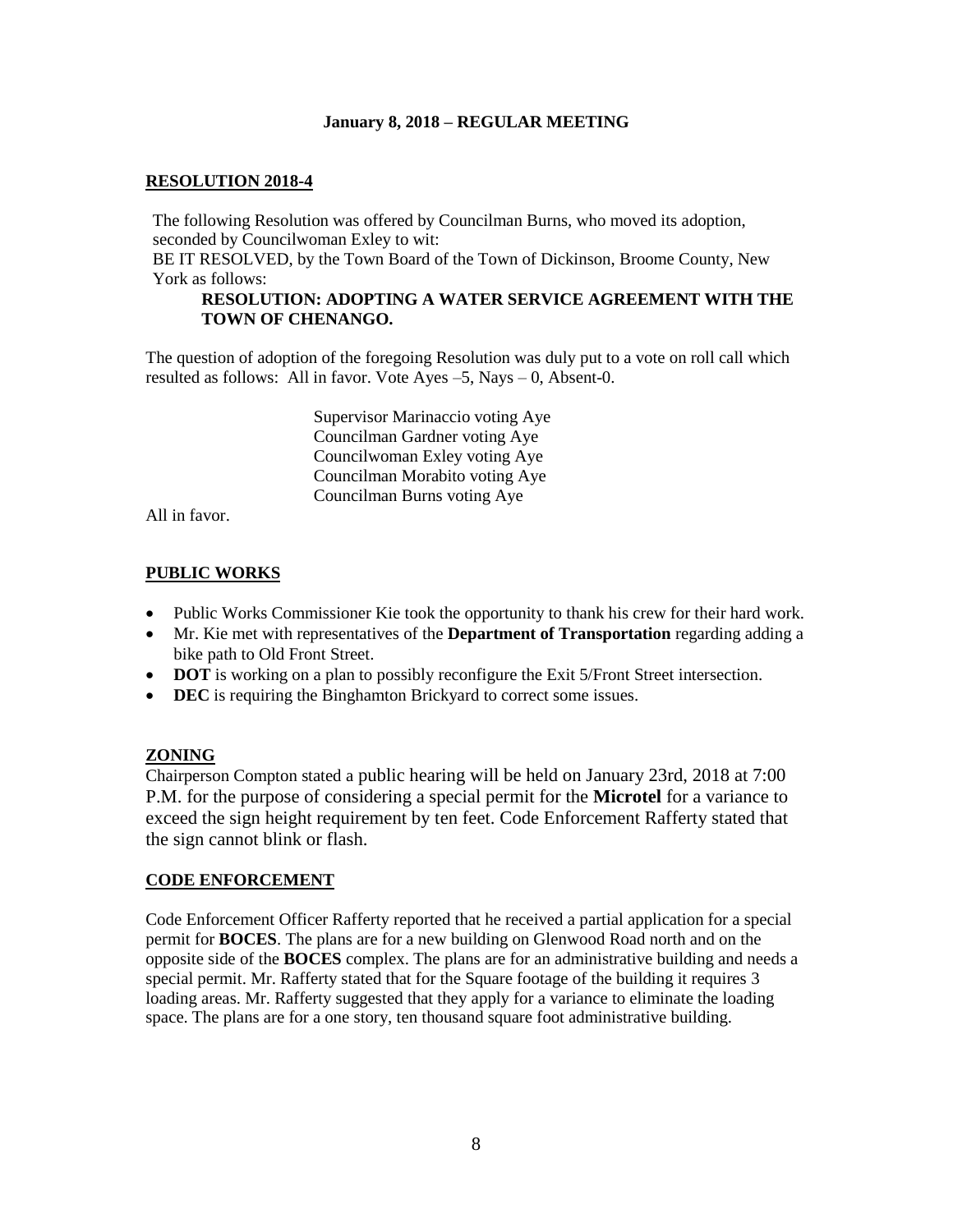**January 8, 2018 – REGULAR MEETING**

**RESOLUTION 2018-4**

The following Resolution was offered by Councilman Burns, who moved its adoption, seconded by Councilwoman Exley to wit:
BE IT RESOLVED, by the Town Board of the Town of Dickinson, Broome County, New York as follows:

**RESOLUTION: ADOPTING A WATER SERVICE AGREEMENT WITH THE TOWN OF CHENANGO.**

The question of adoption of the foregoing Resolution was duly put to a vote on roll call which resulted as follows: All in favor. Vote Ayes –5, Nays – 0, Absent-0.

Supervisor Marinaccio voting Aye
Councilman Gardner voting Aye
Councilwoman Exley voting Aye
Councilman Morabito voting Aye
Councilman Burns voting Aye

All in favor.

**PUBLIC WORKS**

- Public Works Commissioner Kie took the opportunity to thank his crew for their hard work.
- Mr. Kie met with representatives of the **Department of Transportation** regarding adding a bike path to Old Front Street.
- **DOT** is working on a plan to possibly reconfigure the Exit 5/Front Street intersection.
- **DEC** is requiring the Binghamton Brickyard to correct some issues.

**ZONING**

Chairperson Compton stated a public hearing will be held on January 23rd, 2018 at 7:00 P.M. for the purpose of considering a special permit for the **Microtel** for a variance to exceed the sign height requirement by ten feet. Code Enforcement Rafferty stated that the sign cannot blink or flash.

**CODE ENFORCEMENT**

Code Enforcement Officer Rafferty reported that he received a partial application for a special permit for **BOCES**. The plans are for a new building on Glenwood Road north and on the opposite side of the **BOCES** complex. The plans are for an administrative building and needs a special permit. Mr. Rafferty stated that for the Square footage of the building it requires 3 loading areas. Mr. Rafferty suggested that they apply for a variance to eliminate the loading space. The plans are for a one story, ten thousand square foot administrative building.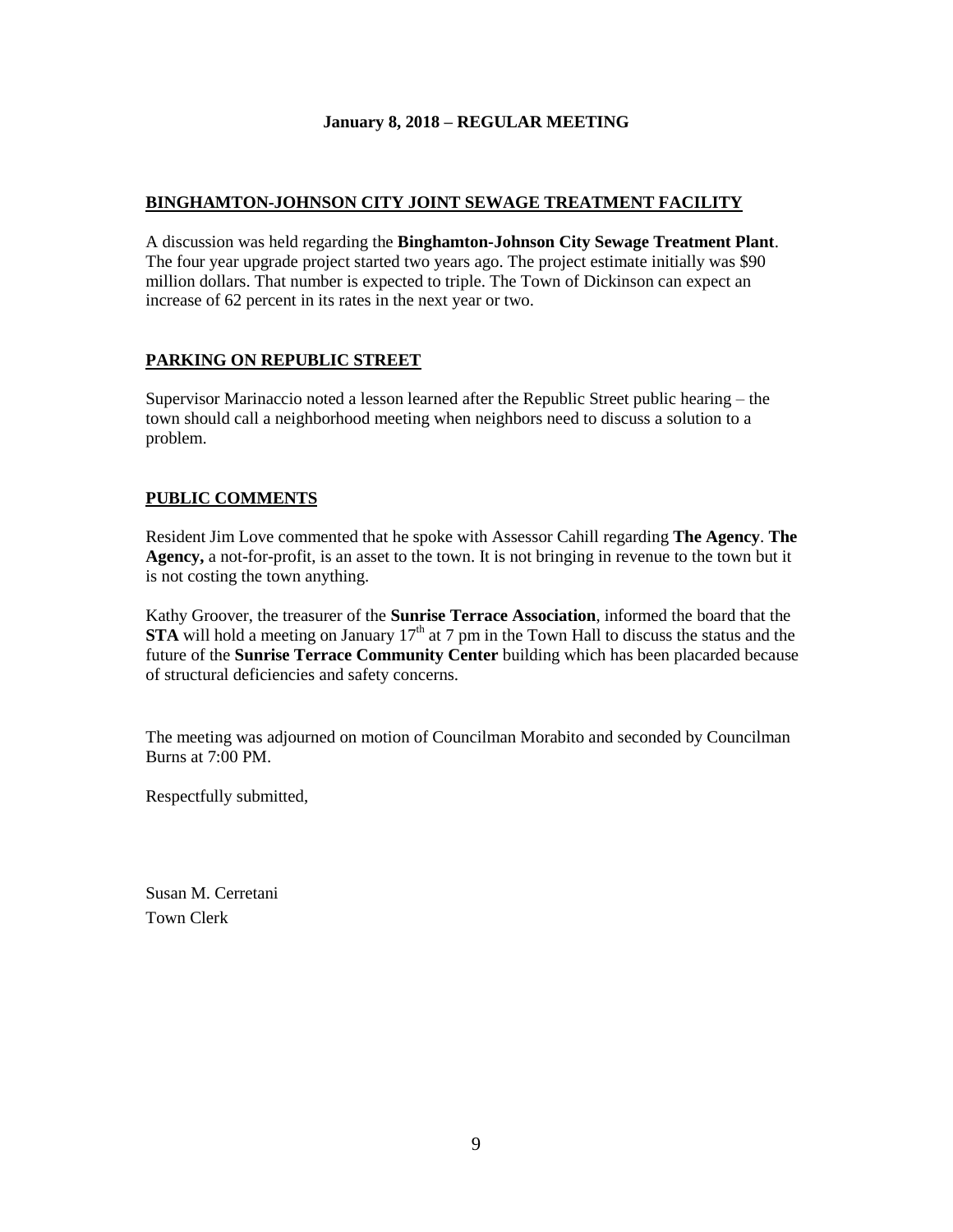**January 8, 2018 – REGULAR MEETING**

**BINGHAMTON-JOHNSON CITY JOINT SEWAGE TREATMENT FACILITY**

A discussion was held regarding the **Binghamton-Johnson City Sewage Treatment Plant**. The four year upgrade project started two years ago. The project estimate initially was $90 million dollars. That number is expected to triple. The Town of Dickinson can expect an increase of 62 percent in its rates in the next year or two.

**PARKING ON REPUBLIC STREET**

Supervisor Marinaccio noted a lesson learned after the Republic Street public hearing – the town should call a neighborhood meeting when neighbors need to discuss a solution to a problem.

**PUBLIC COMMENTS**

Resident Jim Love commented that he spoke with Assessor Cahill regarding **The Agency**. **The Agency,** a not-for-profit, is an asset to the town. It is not bringing in revenue to the town but it is not costing the town anything.

Kathy Groover, the treasurer of the **Sunrise Terrace Association**, informed the board that the **STA** will hold a meeting on January 17th at 7 pm in the Town Hall to discuss the status and the future of the **Sunrise Terrace Community Center** building which has been placarded because of structural deficiencies and safety concerns.

The meeting was adjourned on motion of Councilman Morabito and seconded by Councilman Burns at 7:00 PM.

Respectfully submitted,

Susan M. Cerretani
Town Clerk